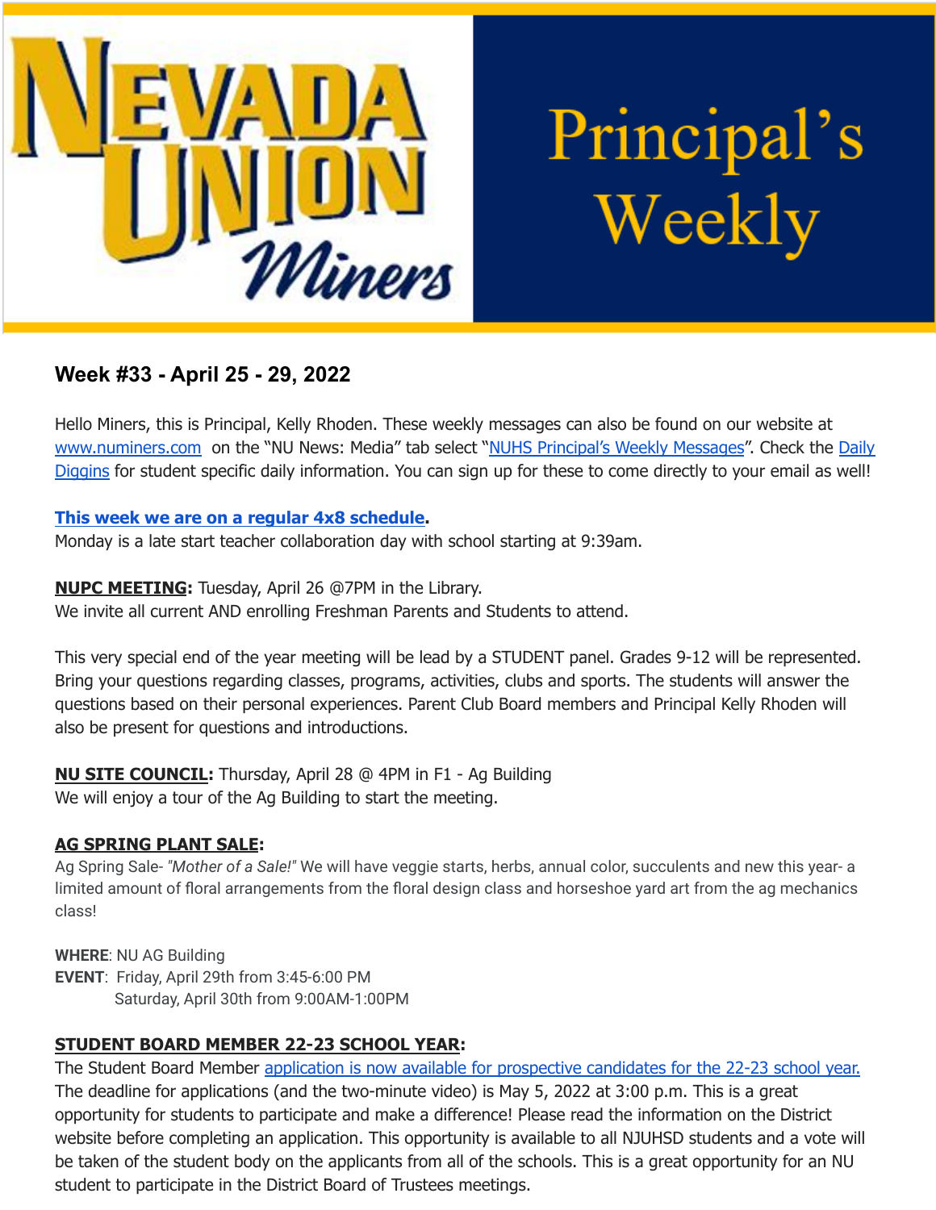# Nevada Union Miners — Principal's Weekly

## Week #33 - April 25 - 29, 2022

Hello Miners, this is Principal, Kelly Rhoden. These weekly messages can also be found on our website at www.numiners.com on the "NU News: Media" tab select "NUHS Principal's Weekly Messages". Check the Daily Diggins for student specific daily information. You can sign up for these to come directly to your email as well!

**This week we are on a regular 4x8 schedule.**
Monday is a late start teacher collaboration day with school starting at 9:39am.

**NUPC MEETING:** Tuesday, April 26 @7PM in the Library.
We invite all current AND enrolling Freshman Parents and Students to attend.

This very special end of the year meeting will be lead by a STUDENT panel. Grades 9-12 will be represented. Bring your questions regarding classes, programs, activities, clubs and sports. The students will answer the questions based on their personal experiences. Parent Club Board members and Principal Kelly Rhoden will also be present for questions and introductions.

**NU SITE COUNCIL:** Thursday, April 28 @ 4PM in F1 - Ag Building
We will enjoy a tour of the Ag Building to start the meeting.

**AG SPRING PLANT SALE:**
Ag Spring Sale- *"Mother of a Sale!"* We will have veggie starts, herbs, annual color, succulents and new this year- a limited amount of floral arrangements from the floral design class and horseshoe yard art from the ag mechanics class!

**WHERE**: NU AG Building
**EVENT**: Friday, April 29th from 3:45-6:00 PM
Saturday, April 30th from 9:00AM-1:00PM

**STUDENT BOARD MEMBER 22-23 SCHOOL YEAR:**
The Student Board Member application is now available for prospective candidates for the 22-23 school year. The deadline for applications (and the two-minute video) is May 5, 2022 at 3:00 p.m. This is a great opportunity for students to participate and make a difference! Please read the information on the District website before completing an application. This opportunity is available to all NJUHSD students and a vote will be taken of the student body on the applicants from all of the schools. This is a great opportunity for an NU student to participate in the District Board of Trustees meetings.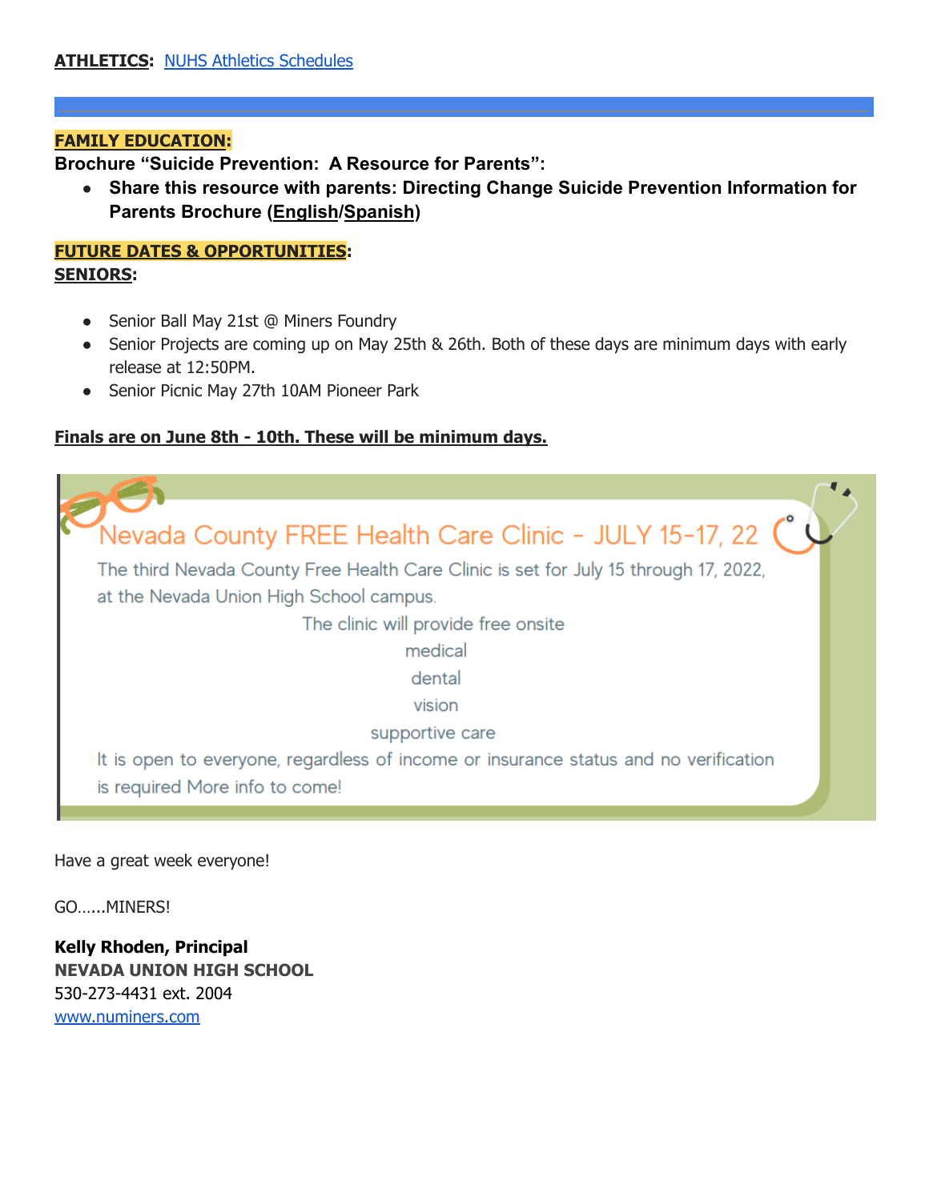**ATHLETICS:** NUHS Athletics Schedules

---

**FAMILY EDUCATION:**

**Brochure "Suicide Prevention: A Resource for Parents":**

- **Share this resource with parents: Directing Change Suicide Prevention Information for Parents Brochure (English/Spanish)**

**FUTURE DATES & OPPORTUNITIES:**

**SENIORS:**

- Senior Ball May 21st @ Miners Foundry
- Senior Projects are coming up on May 25th & 26th. Both of these days are minimum days with early release at 12:50PM.
- Senior Picnic May 27th 10AM Pioneer Park

**Finals are on June 8th - 10th. These will be minimum days.**

## Nevada County FREE Health Care Clinic - JULY 15-17, 22

The third Nevada County Free Health Care Clinic is set for July 15 through 17, 2022, at the Nevada Union High School campus.

The clinic will provide free onsite

medical

dental

vision

supportive care

It is open to everyone, regardless of income or insurance status and no verification is required More info to come!

Have a great week everyone!

GO……MINERS!

**Kelly Rhoden, Principal**
**NEVADA UNION HIGH SCHOOL**
530-273-4431 ext. 2004
www.numiners.com